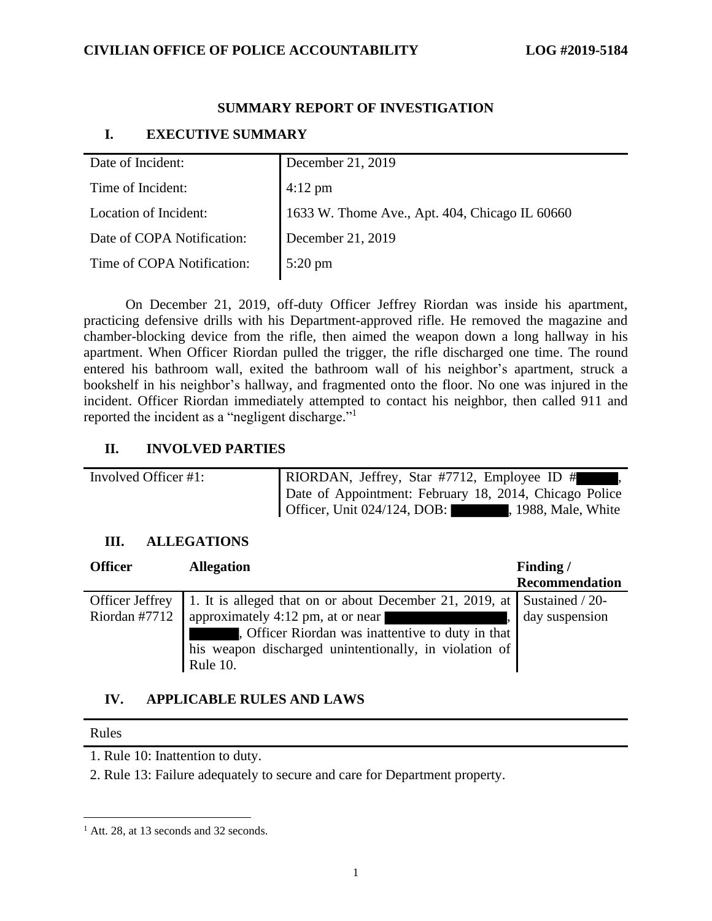**CIVILIAN OFFICE OF POLICE ACCOUNTABILITY** **LOG #2019-5184**

## SUMMARY REPORT OF INVESTIGATION

### I. EXECUTIVE SUMMARY

| | |
|---|---|
| Date of Incident: | December 21, 2019 |
| Time of Incident: | 4:12 pm |
| Location of Incident: | 1633 W. Thome Ave., Apt. 404, Chicago IL 60660 |
| Date of COPA Notification: | December 21, 2019 |
| Time of COPA Notification: | 5:20 pm |

On December 21, 2019, off-duty Officer Jeffrey Riordan was inside his apartment, practicing defensive drills with his Department-approved rifle. He removed the magazine and chamber-blocking device from the rifle, then aimed the weapon down a long hallway in his apartment. When Officer Riordan pulled the trigger, the rifle discharged one time. The round entered his bathroom wall, exited the bathroom wall of his neighbor's apartment, struck a bookshelf in his neighbor's hallway, and fragmented onto the floor. No one was injured in the incident. Officer Riordan immediately attempted to contact his neighbor, then called 911 and reported the incident as a "negligent discharge."[1]

### II. INVOLVED PARTIES

| | |
|---|---|
| Involved Officer #1: | RIORDAN, Jeffrey, Star #7712, Employee ID # ██████, Date of Appointment: February 18, 2014, Chicago Police Officer, Unit 024/124, DOB: ██████, 1988, Male, White |

### III. ALLEGATIONS

| Officer | Allegation | Finding / Recommendation |
|---|---|---|
| Officer Jeffrey Riordan #7712 | 1. It is alleged that on or about December 21, 2019, at approximately 4:12 pm, at or near ██████████, ██████, Officer Riordan was inattentive to duty in that his weapon discharged unintentionally, in violation of Rule 10. | Sustained / 20-day suspension |

### IV. APPLICABLE RULES AND LAWS

| Rules |
|---|
| 1. Rule 10: Inattention to duty. |
| 2. Rule 13: Failure adequately to secure and care for Department property. |

[1] Att. 28, at 13 seconds and 32 seconds.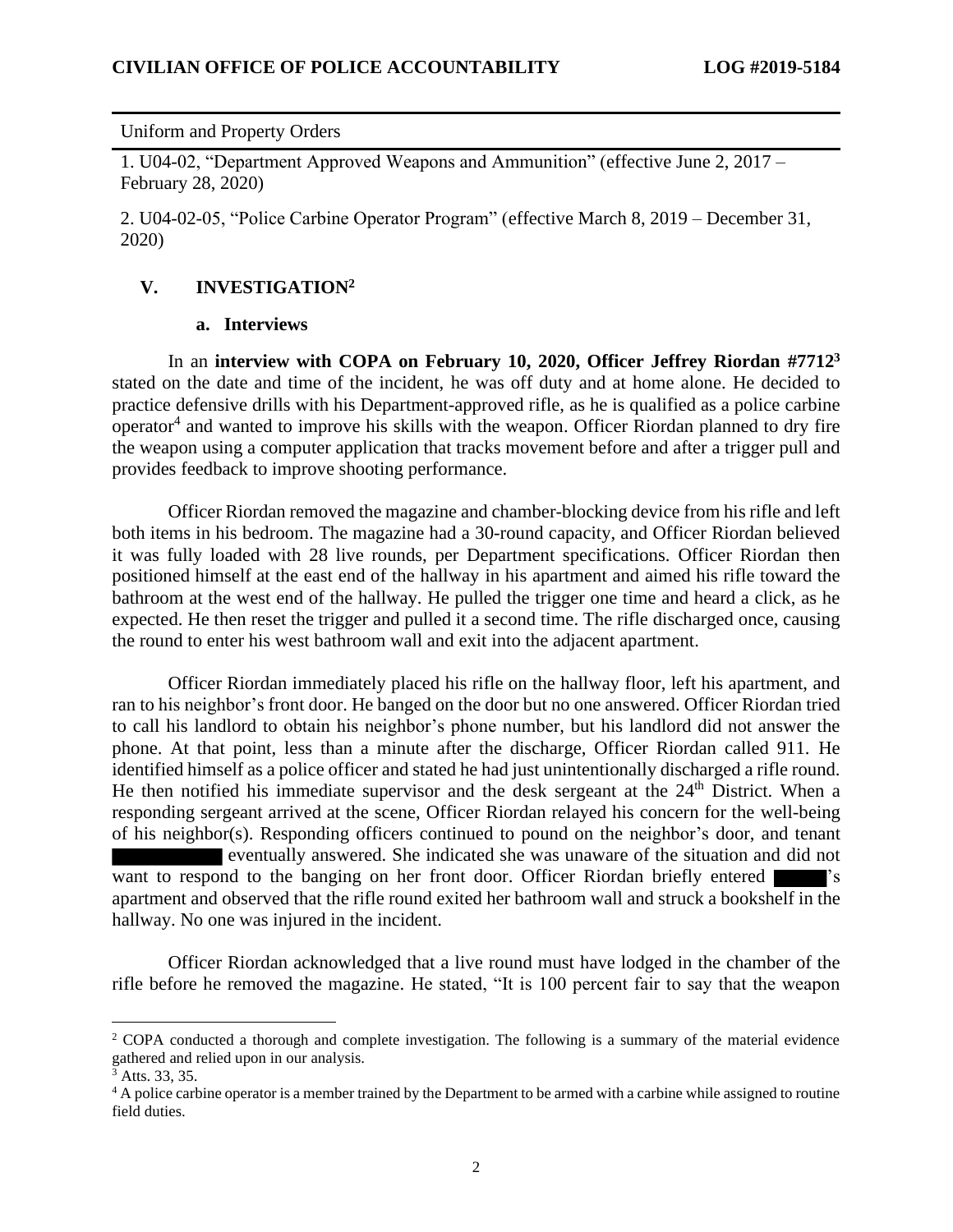Uniform and Property Orders

1. U04-02, "Department Approved Weapons and Ammunition" (effective June 2, 2017 – February 28, 2020)

2. U04-02-05, "Police Carbine Operator Program" (effective March 8, 2019 – December 31, 2020)

## V. INVESTIGATION[2]

### a. Interviews

In an **interview with COPA on February 10, 2020, Officer Jeffrey Riordan #7712**[3] stated on the date and time of the incident, he was off duty and at home alone. He decided to practice defensive drills with his Department-approved rifle, as he is qualified as a police carbine operator[4] and wanted to improve his skills with the weapon. Officer Riordan planned to dry fire the weapon using a computer application that tracks movement before and after a trigger pull and provides feedback to improve shooting performance.

Officer Riordan removed the magazine and chamber-blocking device from his rifle and left both items in his bedroom. The magazine had a 30-round capacity, and Officer Riordan believed it was fully loaded with 28 live rounds, per Department specifications. Officer Riordan then positioned himself at the east end of the hallway in his apartment and aimed his rifle toward the bathroom at the west end of the hallway. He pulled the trigger one time and heard a click, as he expected. He then reset the trigger and pulled it a second time. The rifle discharged once, causing the round to enter his west bathroom wall and exit into the adjacent apartment.

Officer Riordan immediately placed his rifle on the hallway floor, left his apartment, and ran to his neighbor's front door. He banged on the door but no one answered. Officer Riordan tried to call his landlord to obtain his neighbor's phone number, but his landlord did not answer the phone. At that point, less than a minute after the discharge, Officer Riordan called 911. He identified himself as a police officer and stated he had just unintentionally discharged a rifle round. He then notified his immediate supervisor and the desk sergeant at the 24th District. When a responding sergeant arrived at the scene, Officer Riordan relayed his concern for the well-being of his neighbor(s). Responding officers continued to pound on the neighbor's door, and tenant ██████ eventually answered. She indicated she was unaware of the situation and did not want to respond to the banging on her front door. Officer Riordan briefly entered ████'s apartment and observed that the rifle round exited her bathroom wall and struck a bookshelf in the hallway. No one was injured in the incident.

Officer Riordan acknowledged that a live round must have lodged in the chamber of the rifle before he removed the magazine. He stated, "It is 100 percent fair to say that the weapon

---

[2] COPA conducted a thorough and complete investigation. The following is a summary of the material evidence gathered and relied upon in our analysis.

[3] Atts. 33, 35.

[4] A police carbine operator is a member trained by the Department to be armed with a carbine while assigned to routine field duties.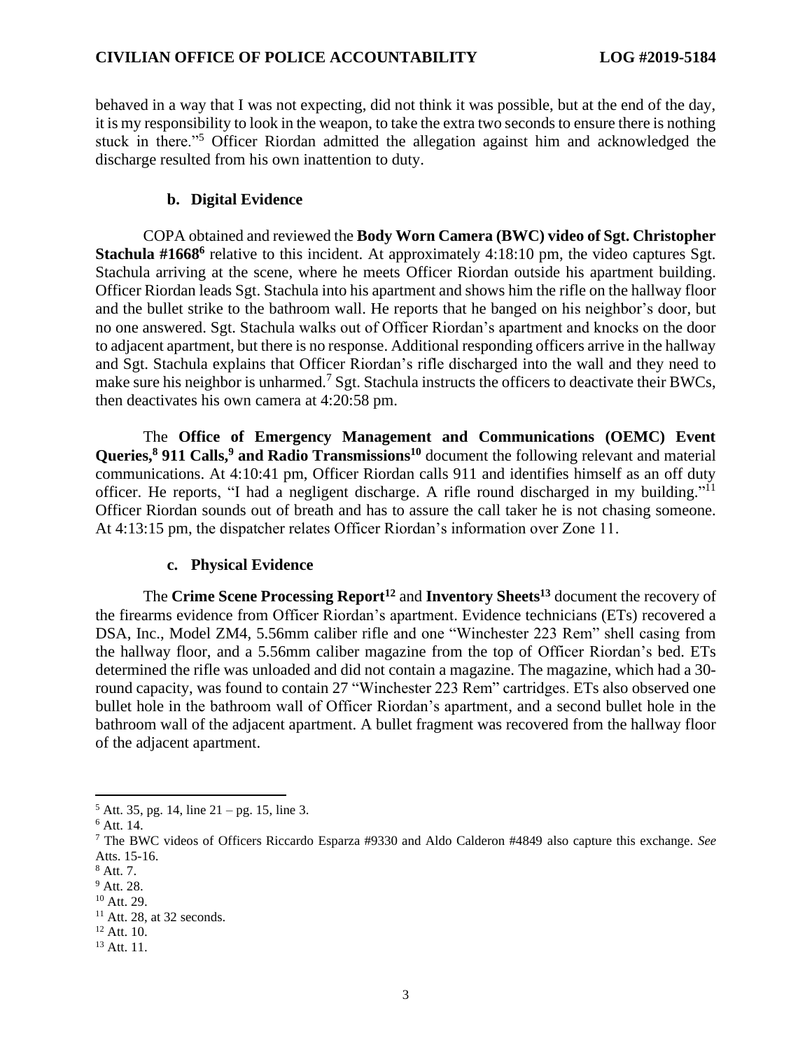behaved in a way that I was not expecting, did not think it was possible, but at the end of the day, it is my responsibility to look in the weapon, to take the extra two seconds to ensure there is nothing stuck in there."[5] Officer Riordan admitted the allegation against him and acknowledged the discharge resulted from his own inattention to duty.

### b. Digital Evidence

COPA obtained and reviewed the **Body Worn Camera (BWC) video of Sgt. Christopher Stachula #1668**[6] relative to this incident. At approximately 4:18:10 pm, the video captures Sgt. Stachula arriving at the scene, where he meets Officer Riordan outside his apartment building. Officer Riordan leads Sgt. Stachula into his apartment and shows him the rifle on the hallway floor and the bullet strike to the bathroom wall. He reports that he banged on his neighbor's door, but no one answered. Sgt. Stachula walks out of Officer Riordan's apartment and knocks on the door to adjacent apartment, but there is no response. Additional responding officers arrive in the hallway and Sgt. Stachula explains that Officer Riordan's rifle discharged into the wall and they need to make sure his neighbor is unharmed.[7] Sgt. Stachula instructs the officers to deactivate their BWCs, then deactivates his own camera at 4:20:58 pm.

The **Office of Emergency Management and Communications (OEMC) Event Queries,[8] 911 Calls,[9] and Radio Transmissions[10]** document the following relevant and material communications. At 4:10:41 pm, Officer Riordan calls 911 and identifies himself as an off duty officer. He reports, "I had a negligent discharge. A rifle round discharged in my building."[11] Officer Riordan sounds out of breath and has to assure the call taker he is not chasing someone. At 4:13:15 pm, the dispatcher relates Officer Riordan's information over Zone 11.

### c. Physical Evidence

The **Crime Scene Processing Report[12]** and **Inventory Sheets[13]** document the recovery of the firearms evidence from Officer Riordan's apartment. Evidence technicians (ETs) recovered a DSA, Inc., Model ZM4, 5.56mm caliber rifle and one "Winchester 223 Rem" shell casing from the hallway floor, and a 5.56mm caliber magazine from the top of Officer Riordan's bed. ETs determined the rifle was unloaded and did not contain a magazine. The magazine, which had a 30-round capacity, was found to contain 27 "Winchester 223 Rem" cartridges. ETs also observed one bullet hole in the bathroom wall of Officer Riordan's apartment, and a second bullet hole in the bathroom wall of the adjacent apartment. A bullet fragment was recovered from the hallway floor of the adjacent apartment.

---

[5] Att. 35, pg. 14, line 21 – pg. 15, line 3.
[6] Att. 14.
[7] The BWC videos of Officers Riccardo Esparza #9330 and Aldo Calderon #4849 also capture this exchange. *See* Atts. 15-16.
[8] Att. 7.
[9] Att. 28.
[10] Att. 29.
[11] Att. 28, at 32 seconds.
[12] Att. 10.
[13] Att. 11.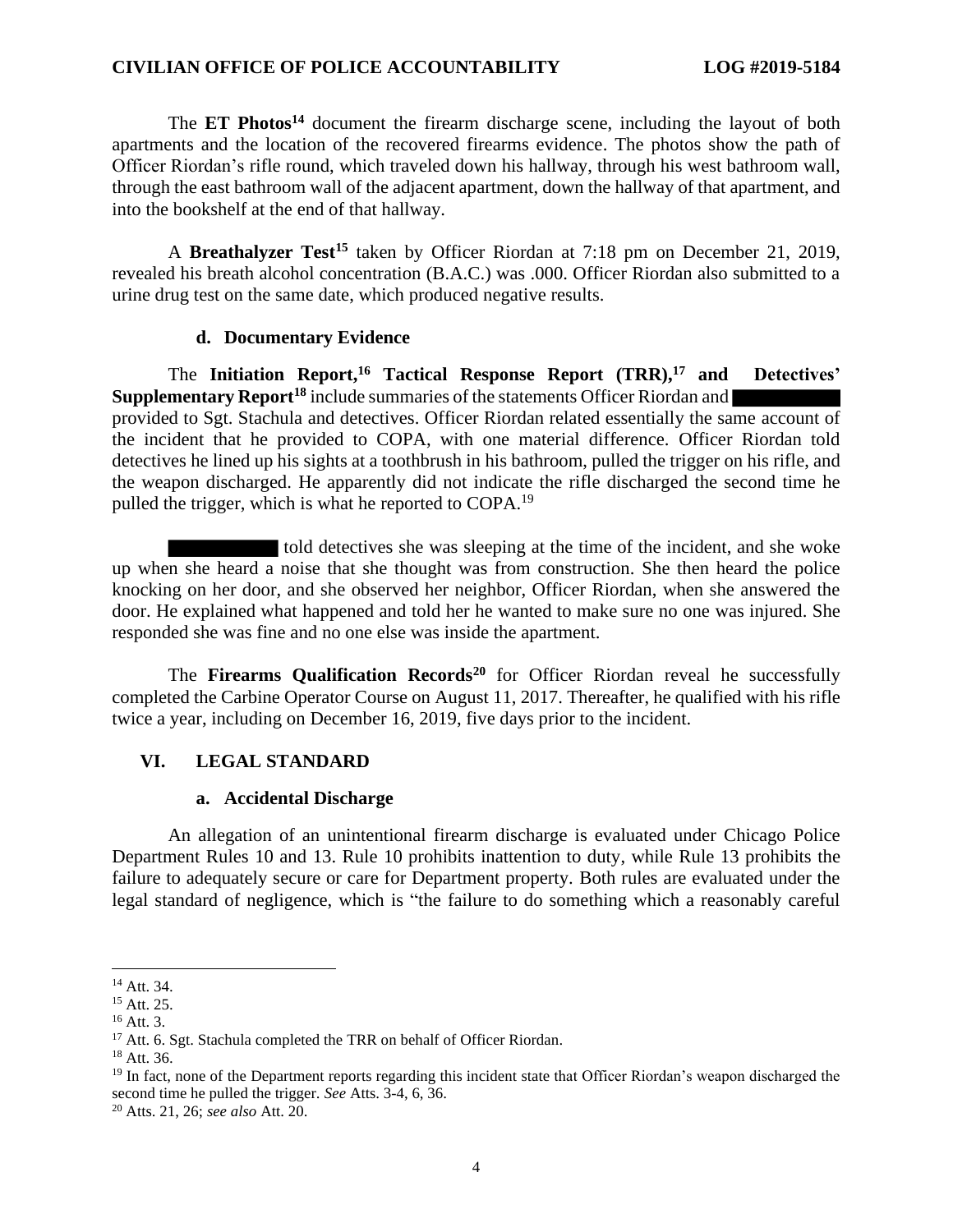The **ET Photos**[14] document the firearm discharge scene, including the layout of both apartments and the location of the recovered firearms evidence. The photos show the path of Officer Riordan's rifle round, which traveled down his hallway, through his west bathroom wall, through the east bathroom wall of the adjacent apartment, down the hallway of that apartment, and into the bookshelf at the end of that hallway.

A **Breathalyzer Test**[15] taken by Officer Riordan at 7:18 pm on December 21, 2019, revealed his breath alcohol concentration (B.A.C.) was .000. Officer Riordan also submitted to a urine drug test on the same date, which produced negative results.

### d. Documentary Evidence

The **Initiation Report,**[16] **Tactical Response Report (TRR),**[17] **and Detectives' Supplementary Report**[18] include summaries of the statements Officer Riordan and ██████ provided to Sgt. Stachula and detectives. Officer Riordan related essentially the same account of the incident that he provided to COPA, with one material difference. Officer Riordan told detectives he lined up his sights at a toothbrush in his bathroom, pulled the trigger on his rifle, and the weapon discharged. He apparently did not indicate the rifle discharged the second time he pulled the trigger, which is what he reported to COPA.[19]

██████ told detectives she was sleeping at the time of the incident, and she woke up when she heard a noise that she thought was from construction. She then heard the police knocking on her door, and she observed her neighbor, Officer Riordan, when she answered the door. He explained what happened and told her he wanted to make sure no one was injured. She responded she was fine and no one else was inside the apartment.

The **Firearms Qualification Records**[20] for Officer Riordan reveal he successfully completed the Carbine Operator Course on August 11, 2017. Thereafter, he qualified with his rifle twice a year, including on December 16, 2019, five days prior to the incident.

## VI. LEGAL STANDARD

### a. Accidental Discharge

An allegation of an unintentional firearm discharge is evaluated under Chicago Police Department Rules 10 and 13. Rule 10 prohibits inattention to duty, while Rule 13 prohibits the failure to adequately secure or care for Department property. Both rules are evaluated under the legal standard of negligence, which is "the failure to do something which a reasonably careful

---

[14] Att. 34.

[15] Att. 25.

[16] Att. 3.

[17] Att. 6. Sgt. Stachula completed the TRR on behalf of Officer Riordan.

[18] Att. 36.

[19] In fact, none of the Department reports regarding this incident state that Officer Riordan's weapon discharged the second time he pulled the trigger. *See* Atts. 3-4, 6, 36.

[20] Atts. 21, 26; *see also* Att. 20.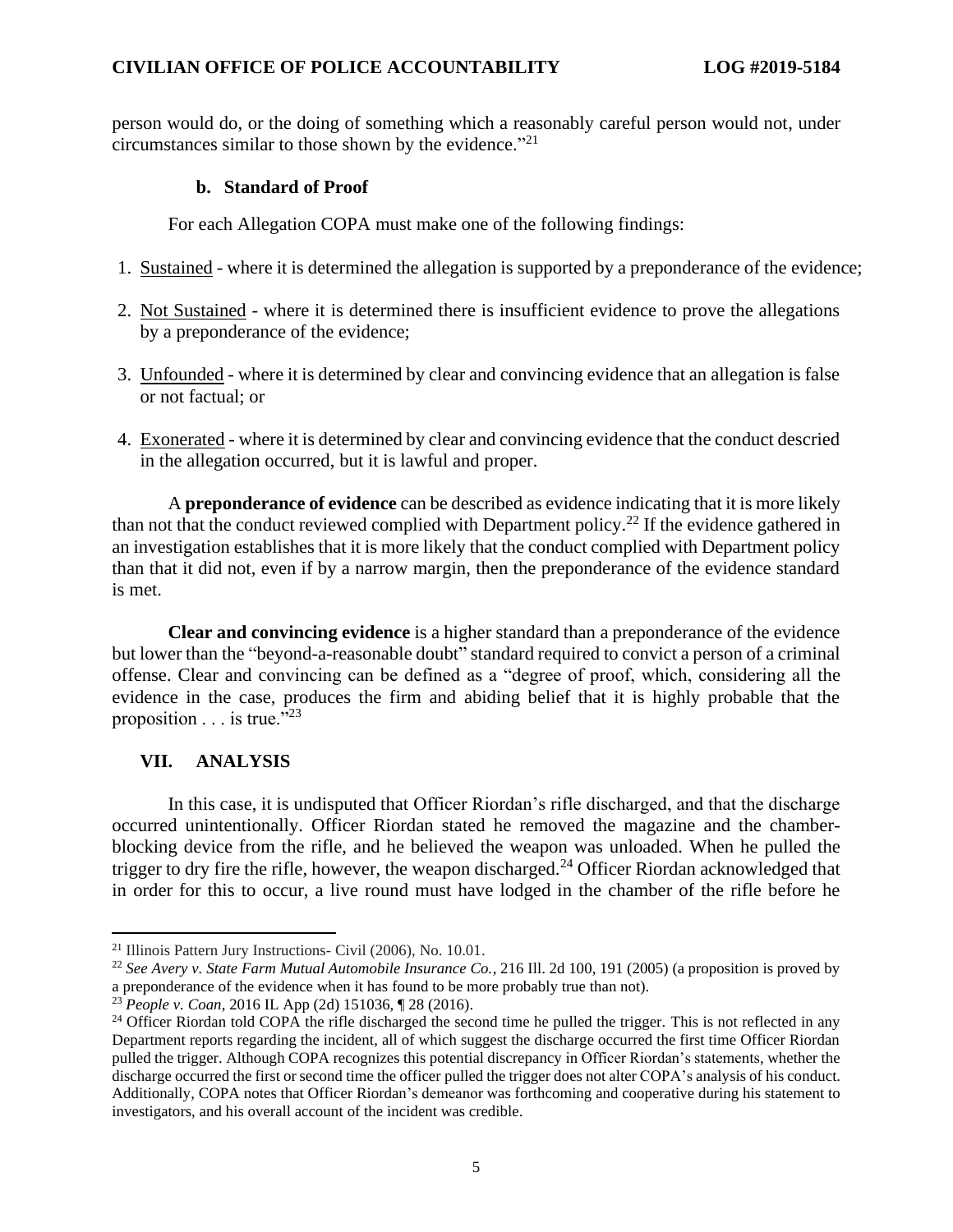person would do, or the doing of something which a reasonably careful person would not, under circumstances similar to those shown by the evidence."[21]

### b. Standard of Proof

For each Allegation COPA must make one of the following findings:

1. Sustained - where it is determined the allegation is supported by a preponderance of the evidence;
2. Not Sustained - where it is determined there is insufficient evidence to prove the allegations by a preponderance of the evidence;
3. Unfounded - where it is determined by clear and convincing evidence that an allegation is false or not factual; or
4. Exonerated - where it is determined by clear and convincing evidence that the conduct descried in the allegation occurred, but it is lawful and proper.

A **preponderance of evidence** can be described as evidence indicating that it is more likely than not that the conduct reviewed complied with Department policy.[22] If the evidence gathered in an investigation establishes that it is more likely that the conduct complied with Department policy than that it did not, even if by a narrow margin, then the preponderance of the evidence standard is met.

**Clear and convincing evidence** is a higher standard than a preponderance of the evidence but lower than the "beyond-a-reasonable doubt" standard required to convict a person of a criminal offense. Clear and convincing can be defined as a "degree of proof, which, considering all the evidence in the case, produces the firm and abiding belief that it is highly probable that the proposition . . . is true."[23]

## VII. ANALYSIS

In this case, it is undisputed that Officer Riordan's rifle discharged, and that the discharge occurred unintentionally. Officer Riordan stated he removed the magazine and the chamber-blocking device from the rifle, and he believed the weapon was unloaded. When he pulled the trigger to dry fire the rifle, however, the weapon discharged.[24] Officer Riordan acknowledged that in order for this to occur, a live round must have lodged in the chamber of the rifle before he

---

[21] Illinois Pattern Jury Instructions- Civil (2006), No. 10.01.

[22] *See Avery v. State Farm Mutual Automobile Insurance Co.*, 216 Ill. 2d 100, 191 (2005) (a proposition is proved by a preponderance of the evidence when it has found to be more probably true than not).

[23] *People v. Coan*, 2016 IL App (2d) 151036, ¶ 28 (2016).

[24] Officer Riordan told COPA the rifle discharged the second time he pulled the trigger. This is not reflected in any Department reports regarding the incident, all of which suggest the discharge occurred the first time Officer Riordan pulled the trigger. Although COPA recognizes this potential discrepancy in Officer Riordan's statements, whether the discharge occurred the first or second time the officer pulled the trigger does not alter COPA's analysis of his conduct. Additionally, COPA notes that Officer Riordan's demeanor was forthcoming and cooperative during his statement to investigators, and his overall account of the incident was credible.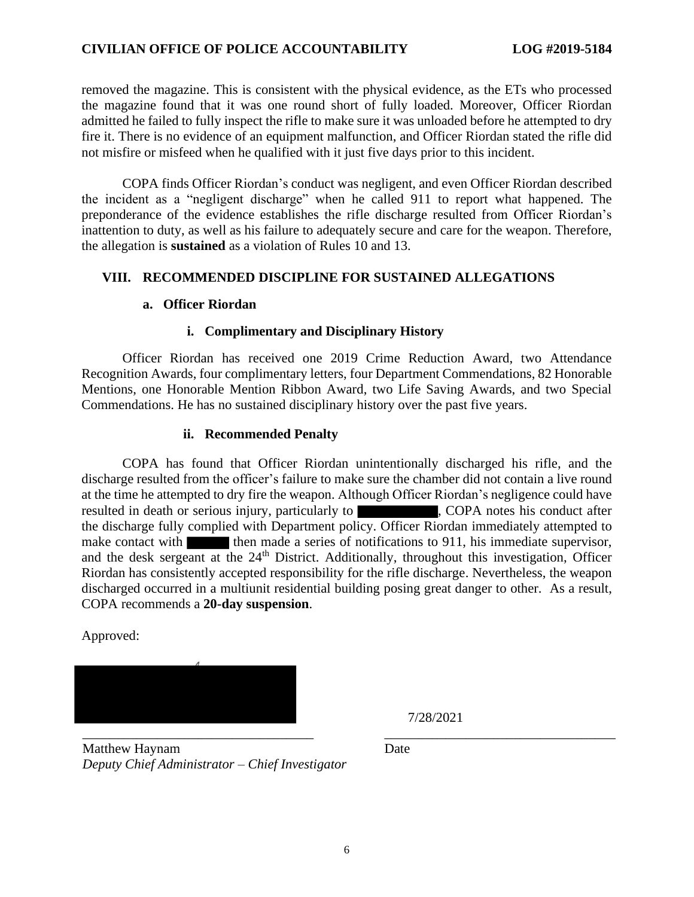removed the magazine. This is consistent with the physical evidence, as the ETs who processed the magazine found that it was one round short of fully loaded. Moreover, Officer Riordan admitted he failed to fully inspect the rifle to make sure it was unloaded before he attempted to dry fire it. There is no evidence of an equipment malfunction, and Officer Riordan stated the rifle did not misfire or misfeed when he qualified with it just five days prior to this incident.

COPA finds Officer Riordan's conduct was negligent, and even Officer Riordan described the incident as a "negligent discharge" when he called 911 to report what happened. The preponderance of the evidence establishes the rifle discharge resulted from Officer Riordan's inattention to duty, as well as his failure to adequately secure and care for the weapon. Therefore, the allegation is **sustained** as a violation of Rules 10 and 13.

## VIII. RECOMMENDED DISCIPLINE FOR SUSTAINED ALLEGATIONS

### a. Officer Riordan

#### i. Complimentary and Disciplinary History

Officer Riordan has received one 2019 Crime Reduction Award, two Attendance Recognition Awards, four complimentary letters, four Department Commendations, 82 Honorable Mentions, one Honorable Mention Ribbon Award, two Life Saving Awards, and two Special Commendations. He has no sustained disciplinary history over the past five years.

#### ii. Recommended Penalty

COPA has found that Officer Riordan unintentionally discharged his rifle, and the discharge resulted from the officer's failure to make sure the chamber did not contain a live round at the time he attempted to dry fire the weapon. Although Officer Riordan's negligence could have resulted in death or serious injury, particularly to ██████████, COPA notes his conduct after the discharge fully complied with Department policy. Officer Riordan immediately attempted to make contact with █████ then made a series of notifications to 911, his immediate supervisor, and the desk sergeant at the 24th District. Additionally, throughout this investigation, Officer Riordan has consistently accepted responsibility for the rifle discharge. Nevertheless, the weapon discharged occurred in a multiunit residential building posing great danger to other. As a result, COPA recommends a **20-day suspension**.

Approved:

██████████████████

7/28/2021

______________________________ ______________________________

Matthew Haynam
*Deputy Chief Administrator – Chief Investigator*

Date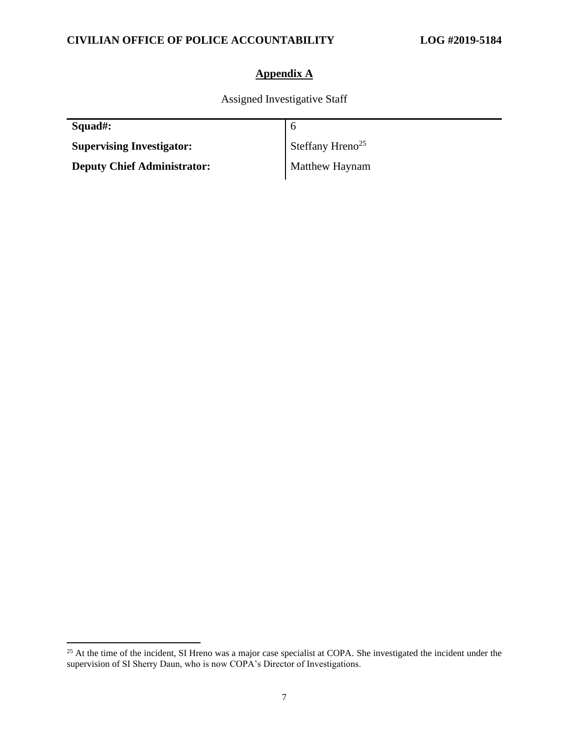## Appendix A

Assigned Investigative Staff

| | |
|---|---|
| **Squad#:** | 6 |
| **Supervising Investigator:** | Steffany Hreno[25] |
| **Deputy Chief Administrator:** | Matthew Haynam |

[25] At the time of the incident, SI Hreno was a major case specialist at COPA. She investigated the incident under the supervision of SI Sherry Daun, who is now COPA's Director of Investigations.